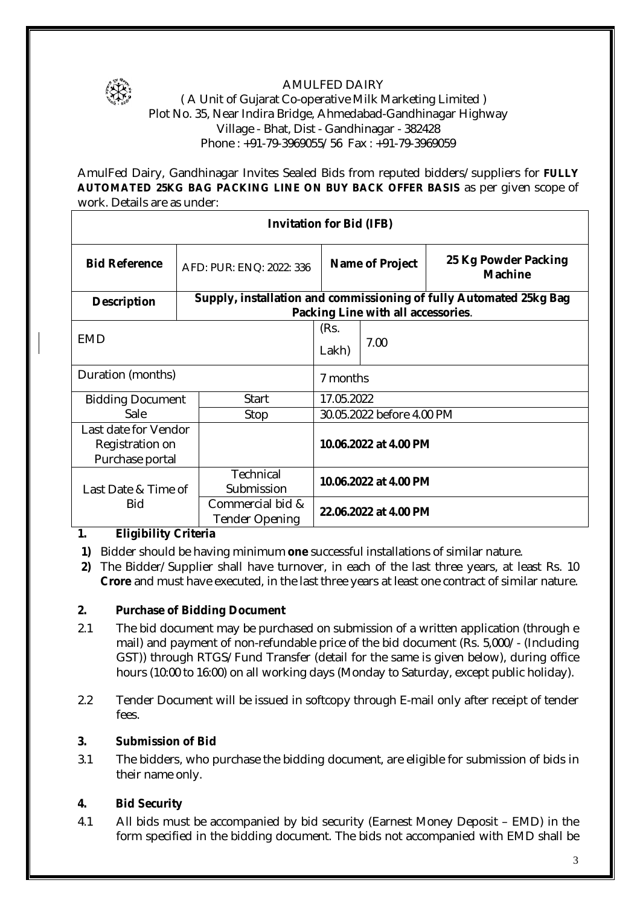AMULFED DAIRY

( A Unit of Gujarat Co-operative Milk Marketing Limited )

Plot No. 35, Near Indira Bridge, Ahmedabad-Gandhinagar Highway

Village - Bhat, Dist - Gandhinagar - 382428

Phone : +91-79-3969055/56 Fax : +91-79-3969059

AmulFed Dairy, Gandhinagar Invites Sealed Bids from reputed bidders/suppliers for **FULLY AUTOMATED 25KG BAG PACKING LINE ON BUY BACK OFFER BASIS** as per given scope of work. Details are as under:

| **Invitation for Bid (IFB)** | | | |
|---|---|---|---|
| **Bid Reference** | AFD: PUR: ENQ: 2022: 336 | **Name of Project** | **25 Kg Powder Packing Machine** |
| **Description** | **Supply, installation and commissioning of fully Automated 25kg Bag Packing Line with all accessories**. | | |
| EMD | | (Rs. Lakh) | 7.00 |
| Duration (months) | | 7 months | |
| Bidding Document Sale | Start | 17.05.2022 | |
| | Stop | 30.05.2022 before 4.00 PM | |
| Last date for Vendor Registration on Purchase portal | | **10.06.2022 at 4.00 PM** | |
| Last Date & Time of Bid | Technical Submission | **10.06.2022 at 4.00 PM** | |
| | Commercial bid & Tender Opening | **22.06.2022 at 4.00 PM** | |

**1. Eligibility Criteria**

1) Bidder should be having minimum **one** successful installations of similar nature.
2) The Bidder/Supplier shall have turnover, in each of the last three years, at least Rs. 10 **Crore** and must have executed, in the last three years at least one contract of similar nature.

**2. Purchase of Bidding Document**

2.1 The bid document may be purchased on submission of a written application (through e mail) and payment of non-refundable price of the bid document (Rs. 5,000/- (Including GST)) through RTGS/Fund Transfer (detail for the same is given below), during office hours (10:00 to 16:00) on all working days (Monday to Saturday, except public holiday).

2.2 Tender Document will be issued in softcopy through E-mail only after receipt of tender fees.

**3. Submission of Bid**

3.1 The bidders, who purchase the bidding document, are eligible for submission of bids in their name only.

**4. Bid Security**

4.1 All bids must be accompanied by bid security (Earnest Money Deposit – EMD) in the form specified in the bidding document. The bids not accompanied with EMD shall be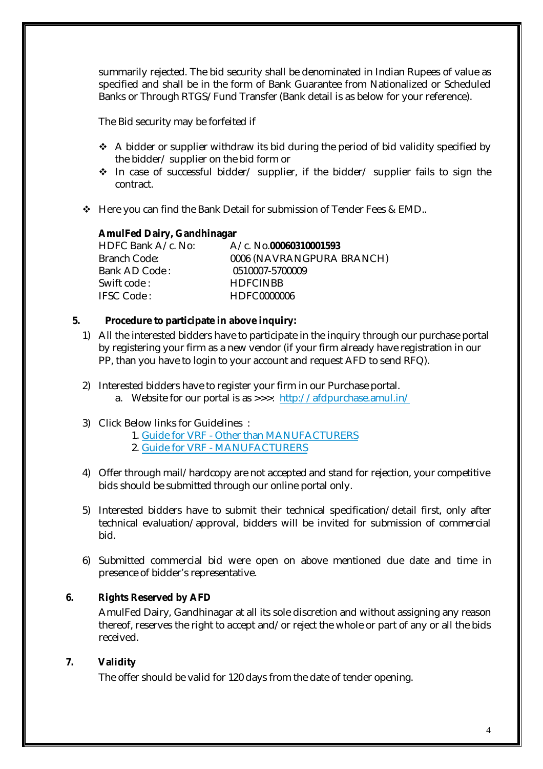summarily rejected. The bid security shall be denominated in Indian Rupees of value as specified and shall be in the form of Bank Guarantee from Nationalized or Scheduled Banks or Through RTGS/Fund Transfer (Bank detail is as below for your reference).

The Bid security may be forfeited if

- ❖ A bidder or supplier withdraw its bid during the period of bid validity specified by the bidder/ supplier on the bid form or
- ❖ In case of successful bidder/ supplier, if the bidder/ supplier fails to sign the contract.

- ❖ Here you can find the Bank Detail for submission of Tender Fees & EMD..

**AmulFed Dairy, Gandhinagar**

| | |
|---|---|
| HDFC Bank A/c. No: | A/c. No.**00060310001593** |
| Branch Code: | 0006 (NAVRANGPURA BRANCH) |
| Bank AD Code : | 0510007-5700009 |
| Swift code : | HDFCINBB |
| IFSC Code : | HDFC0000006 |

**5. Procedure to participate in above inquiry:**

1) All the interested bidders have to participate in the inquiry through our purchase portal by registering your firm as a new vendor (if your firm already have registration in our PP, than you have to login to your account and request AFD to send RFQ).

2) Interested bidders have to register your firm in our Purchase portal.
   a. Website for our portal is as >>>: http://afdpurchase.amul.in/

3) Click Below links for Guidelines :
   1. Guide for VRF - Other than MANUFACTURERS
   2. Guide for VRF - MANUFACTURERS

4) Offer through mail/hardcopy are not accepted and stand for rejection, your competitive bids should be submitted through our online portal only.

5) Interested bidders have to submit their technical specification/detail first, only after technical evaluation/approval, bidders will be invited for submission of commercial bid.

6) Submitted commercial bid were open on above mentioned due date and time in presence of bidder's representative.

**6. Rights Reserved by AFD**

AmulFed Dairy, Gandhinagar at all its sole discretion and without assigning any reason thereof, reserves the right to accept and/or reject the whole or part of any or all the bids received.

**7. Validity**

The offer should be valid for 120 days from the date of tender opening.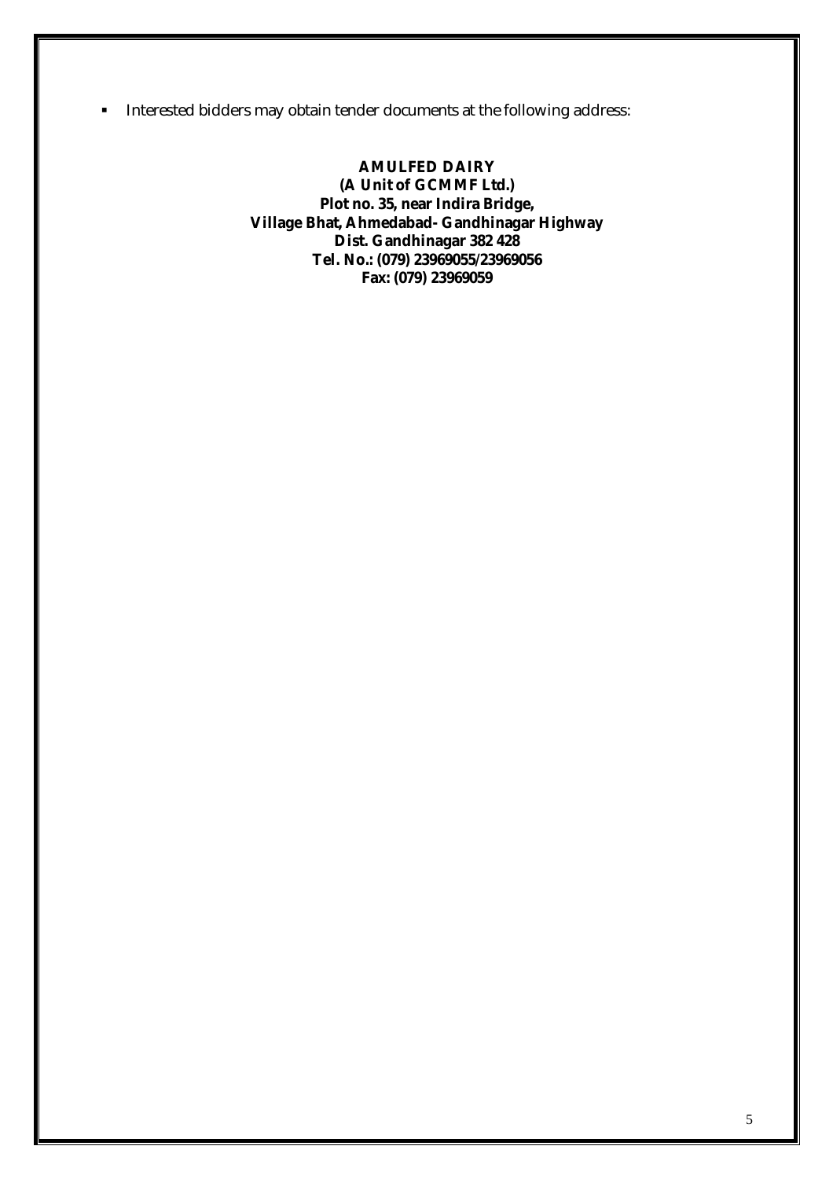- Interested bidders may obtain tender documents at the following address:

**AMULFED DAIRY**
**(A Unit of GCMMF Ltd.)**
**Plot no. 35, near Indira Bridge,**
**Village Bhat, Ahmedabad- Gandhinagar Highway**
**Dist. Gandhinagar 382 428**
**Tel. No.: (079) 23969055/23969056**
**Fax: (079) 23969059**